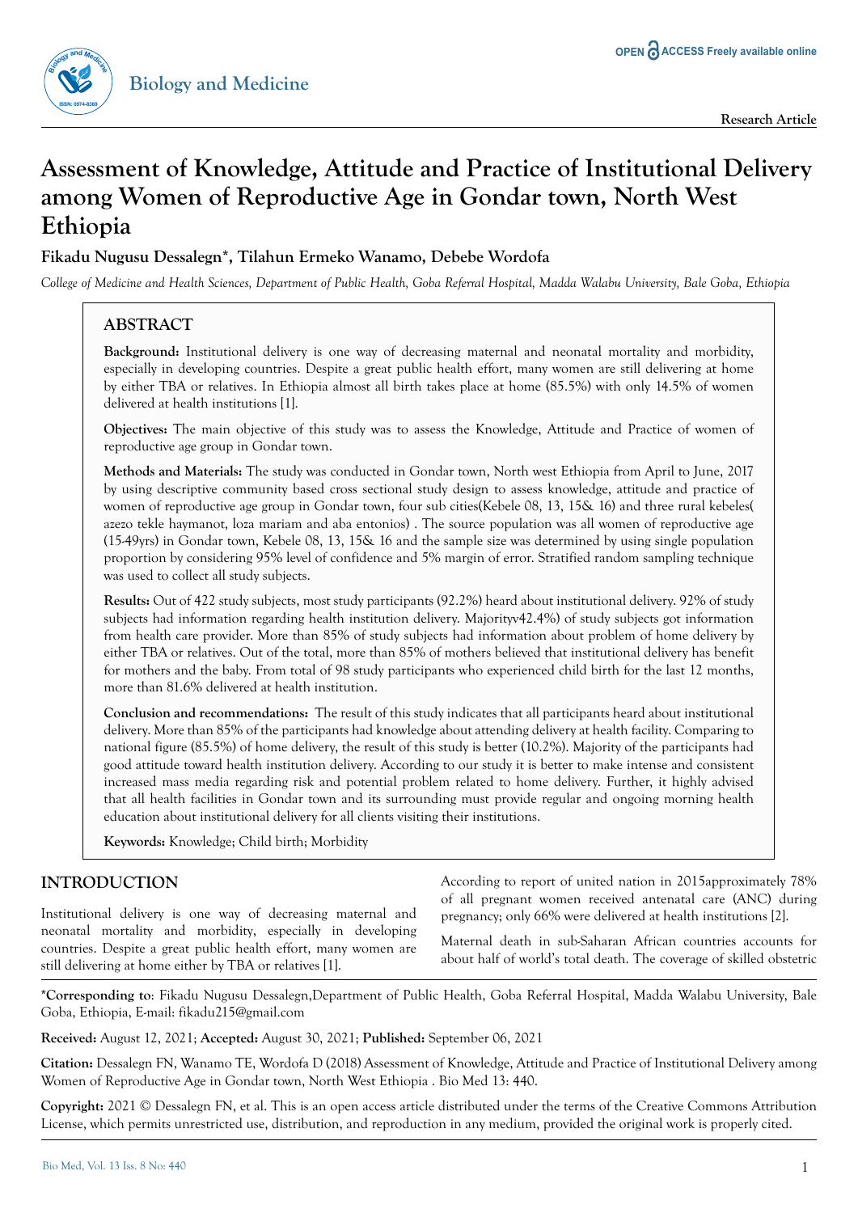Research Article

# Assessment of Knowledge, Attitude and Practice of Institutional Delivery among Women of Reproductive Age in Gondar town, North West Ethiopia

**Fikadu Nugusu Dessalegn*, Tilahun Ermeko Wanamo, Debebe Wordofa**

*College of Medicine and Health Sciences, Department of Public Health, Goba Referral Hospital, Madda Walabu University, Bale Goba, Ethiopia*

## ABSTRACT

**Background:** Institutional delivery is one way of decreasing maternal and neonatal mortality and morbidity, especially in developing countries. Despite a great public health effort, many women are still delivering at home by either TBA or relatives. In Ethiopia almost all birth takes place at home (85.5%) with only 14.5% of women delivered at health institutions [1].

**Objectives:** The main objective of this study was to assess the Knowledge, Attitude and Practice of women of reproductive age group in Gondar town.

**Methods and Materials:** The study was conducted in Gondar town, North west Ethiopia from April to June, 2017 by using descriptive community based cross sectional study design to assess knowledge, attitude and practice of women of reproductive age group in Gondar town, four sub cities(Kebele 08, 13, 15& 16) and three rural kebeles( azezo tekle haymanot, loza mariam and aba entonios) . The source population was all women of reproductive age (15-49yrs) in Gondar town, Kebele 08, 13, 15& 16 and the sample size was determined by using single population proportion by considering 95% level of confidence and 5% margin of error. Stratified random sampling technique was used to collect all study subjects.

**Results:** Out of 422 study subjects, most study participants (92.2%) heard about institutional delivery. 92% of study subjects had information regarding health institution delivery. Majorityv42.4%) of study subjects got information from health care provider. More than 85% of study subjects had information about problem of home delivery by either TBA or relatives. Out of the total, more than 85% of mothers believed that institutional delivery has benefit for mothers and the baby. From total of 98 study participants who experienced child birth for the last 12 months, more than 81.6% delivered at health institution.

**Conclusion and recommendations:** The result of this study indicates that all participants heard about institutional delivery. More than 85% of the participants had knowledge about attending delivery at health facility. Comparing to national figure (85.5%) of home delivery, the result of this study is better (10.2%). Majority of the participants had good attitude toward health institution delivery. According to our study it is better to make intense and consistent increased mass media regarding risk and potential problem related to home delivery. Further, it highly advised that all health facilities in Gondar town and its surrounding must provide regular and ongoing morning health education about institutional delivery for all clients visiting their institutions.

**Keywords:** Knowledge; Child birth; Morbidity

## INTRODUCTION

Institutional delivery is one way of decreasing maternal and neonatal mortality and morbidity, especially in developing countries. Despite a great public health effort, many women are still delivering at home either by TBA or relatives [1].

According to report of united nation in 2015approximately 78% of all pregnant women received antenatal care (ANC) during pregnancy; only 66% were delivered at health institutions [2].

Maternal death in sub-Saharan African countries accounts for about half of world's total death. The coverage of skilled obstetric

***Corresponding to**: Fikadu Nugusu Dessalegn,Department of Public Health, Goba Referral Hospital, Madda Walabu University, Bale Goba, Ethiopia, E-mail: fikadu215@gmail.com

**Received:** August 12, 2021; **Accepted:** August 30, 2021; **Published:** September 06, 2021

**Citation:** Dessalegn FN, Wanamo TE, Wordofa D (2018) Assessment of Knowledge, Attitude and Practice of Institutional Delivery among Women of Reproductive Age in Gondar town, North West Ethiopia . Bio Med 13: 440.

**Copyright:** 2021 © Dessalegn FN, et al. This is an open access article distributed under the terms of the Creative Commons Attribution License, which permits unrestricted use, distribution, and reproduction in any medium, provided the original work is properly cited.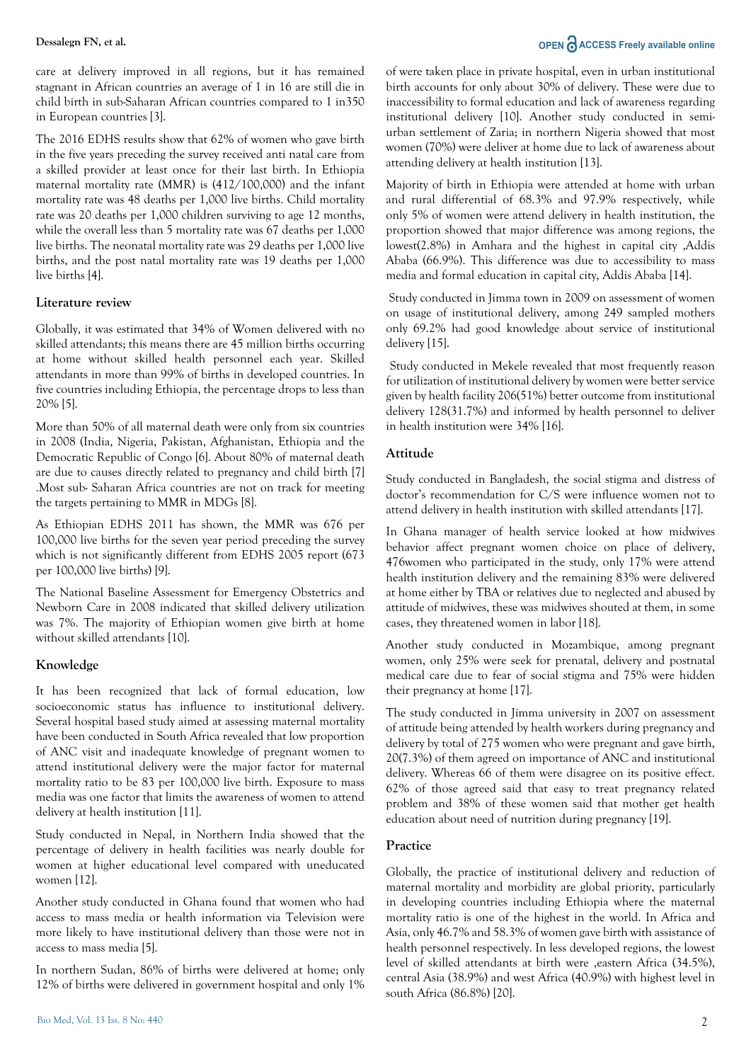care at delivery improved in all regions, but it has remained stagnant in African countries an average of 1 in 16 are still die in child birth in sub-Saharan African countries compared to 1 in350 in European countries [3].

The 2016 EDHS results show that 62% of women who gave birth in the five years preceding the survey received anti natal care from a skilled provider at least once for their last birth. In Ethiopia maternal mortality rate (MMR) is (412/100,000) and the infant mortality rate was 48 deaths per 1,000 live births. Child mortality rate was 20 deaths per 1,000 children surviving to age 12 months, while the overall less than 5 mortality rate was 67 deaths per 1,000 live births. The neonatal mortality rate was 29 deaths per 1,000 live births, and the post natal mortality rate was 19 deaths per 1,000 live births [4].

### Literature review

Globally, it was estimated that 34% of Women delivered with no skilled attendants; this means there are 45 million births occurring at home without skilled health personnel each year. Skilled attendants in more than 99% of births in developed countries. In five countries including Ethiopia, the percentage drops to less than 20% [5].

More than 50% of all maternal death were only from six countries in 2008 (India, Nigeria, Pakistan, Afghanistan, Ethiopia and the Democratic Republic of Congo) [6]. About 80% of maternal death are due to causes directly related to pregnancy and child birth [7] .Most sub- Saharan Africa countries are not on track for meeting the targets pertaining to MMR in MDGs [8].

As Ethiopian EDHS 2011 has shown, the MMR was 676 per 100,000 live births for the seven year period preceding the survey which is not significantly different from EDHS 2005 report (673 per 100,000 live births) [9].

The National Baseline Assessment for Emergency Obstetrics and Newborn Care in 2008 indicated that skilled delivery utilization was 7%. The majority of Ethiopian women give birth at home without skilled attendants [10].

### Knowledge

It has been recognized that lack of formal education, low socioeconomic status has influence to institutional delivery. Several hospital based study aimed at assessing maternal mortality have been conducted in South Africa revealed that low proportion of ANC visit and inadequate knowledge of pregnant women to attend institutional delivery were the major factor for maternal mortality ratio to be 83 per 100,000 live birth. Exposure to mass media was one factor that limits the awareness of women to attend delivery at health institution [11].

Study conducted in Nepal, in Northern India showed that the percentage of delivery in health facilities was nearly double for women at higher educational level compared with uneducated women [12].

Another study conducted in Ghana found that women who had access to mass media or health information via Television were more likely to have institutional delivery than those were not in access to mass media [5].

In northern Sudan, 86% of births were delivered at home; only 12% of births were delivered in government hospital and only 1% of were taken place in private hospital, even in urban institutional birth accounts for only about 30% of delivery. These were due to inaccessibility to formal education and lack of awareness regarding institutional delivery [10]. Another study conducted in semi-urban settlement of Zaria; in northern Nigeria showed that most women (70%) were deliver at home due to lack of awareness about attending delivery at health institution [13].

Majority of birth in Ethiopia were attended at home with urban and rural differential of 68.3% and 97.9% respectively, while only 5% of women were attend delivery in health institution, the proportion showed that major difference was among regions, the lowest(2.8%) in Amhara and the highest in capital city ,Addis Ababa (66.9%). This difference was due to accessibility to mass media and formal education in capital city, Addis Ababa [14].

Study conducted in Jimma town in 2009 on assessment of women on usage of institutional delivery, among 249 sampled mothers only 69.2% had good knowledge about service of institutional delivery [15].

Study conducted in Mekele revealed that most frequently reason for institutional of utilization of institutional delivery by women were better service given by health facility 206(51%) better outcome from institutional delivery 128(31.7%) and informed by health personnel to deliver in health institution were 34% [16].

### Attitude

Study conducted in Bangladesh, the social stigma and distress of doctor's recommendation for C/S were influence women not to attend delivery in health institution with skilled attendants [17].

In Ghana manager of health service looked at how midwives behavior affect pregnant women choice on place of delivery, 476women who participated in the study, only 17% were attend health institution delivery and the remaining 83% were delivered at home either by TBA or relatives due to neglected and abused by attitude of midwives, these was midwives shouted at them, in some cases, they threatened women in labor [18].

Another study conducted in Mozambique, among pregnant women, only 25% were seek for prenatal, delivery and postnatal medical care due to fear of social stigma and 75% were hidden their pregnancy at home [17].

The study conducted in Jimma university in 2007 on assessment of attitude being attended by health workers during pregnancy and delivery by total of 275 women who were pregnant and gave birth, 20(7.3%) of them agreed on importance of ANC and institutional delivery. Whereas 66 of them were disagree on its positive effect. 62% of those agreed said that easy to treat pregnancy related problem and 38% of these women said that mother get health education about need of nutrition during pregnancy [19].

### Practice

Globally, the practice of institutional delivery and reduction of maternal mortality and morbidity are global priority, particularly in developing countries including Ethiopia where the maternal mortality ratio is one of the highest in the world. In Africa and Asia, only 46.7% and 58.3% of women gave birth with assistance of health personnel respectively. In less developed regions, the lowest level of skilled attendants at birth were ,eastern Africa (34.5%), central Asia (38.9%) and west Africa (40.9%) with highest level in south Africa (86.8%) [20].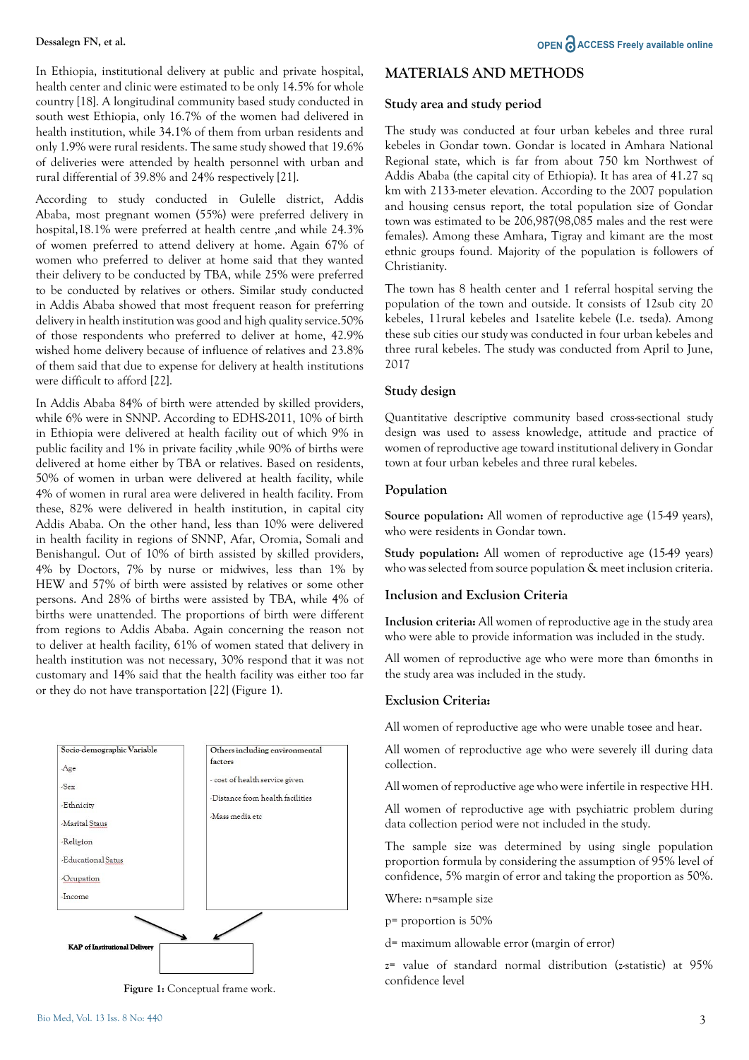In Ethiopia, institutional delivery at public and private hospital, health center and clinic were estimated to be only 14.5% for whole country [18]. A longitudinal community based study conducted in south west Ethiopia, only 16.7% of the women had delivered in health institution, while 34.1% of them from urban residents and only 1.9% were rural residents. The same study showed that 19.6% of deliveries were attended by health personnel with urban and rural differential of 39.8% and 24% respectively [21].

According to study conducted in Gulelle district, Addis Ababa, most pregnant women (55%) were preferred delivery in hospital,18.1% were preferred at health centre ,and while 24.3% of women preferred to attend delivery at home. Again 67% of women who preferred to deliver at home said that they wanted their delivery to be conducted by TBA, while 25% were preferred to be conducted by relatives or others. Similar study conducted in Addis Ababa showed that most frequent reason for preferring delivery in health institution was good and high quality service.50% of those respondents who preferred to deliver at home, 42.9% wished home delivery because of influence of relatives and 23.8% of them said that due to expense for delivery at health institutions were difficult to afford [22].

In Addis Ababa 84% of birth were attended by skilled providers, while 6% were in SNNP. According to EDHS-2011, 10% of birth in Ethiopia were delivered at health facility out of which 9% in public facility and 1% in private facility ,while 90% of births were delivered at home either by TBA or relatives. Based on residents, 50% of women in urban were delivered at health facility, while 4% of women in rural area were delivered in health facility. From these, 82% were delivered in health institution, in capital city Addis Ababa. On the other hand, less than 10% were delivered in health facility in regions of SNNP, Afar, Oromia, Somali and Benishangul. Out of 10% of birth assisted by skilled providers, 4% by Doctors, 7% by nurse or midwives, less than 1% by HEW and 57% of birth were assisted by relatives or some other persons. And 28% of births were assisted by TBA, while 4% of births were unattended. The proportions of birth were different from regions to Addis Ababa. Again concerning the reason not to deliver at health facility, 61% of women stated that delivery in health institution was not necessary, 30% respond that it was not customary and 14% said that the health facility was either too far or they do not have transportation [22] (Figure 1).

| Socio-demographic Variable | Others including environmental factors |
|---|---|
| -Age | - cost of health service given |
| -Sex | -Distance from health facilities |
| -Ethnicity | -Mass media etc |
| -Marital Staus | |
| -Religion | |
| -Educational Satus | |
| -Ocupation | |
| -Income | |

→ KAP of Institutional Delivery

Figure 1: Conceptual frame work.

## MATERIALS AND METHODS

### Study area and study period

The study was conducted at four urban kebeles and three rural kebeles in Gondar town. Gondar is located in Amhara National Regional state, which is far from about 750 km Northwest of Addis Ababa (the capital city of Ethiopia). It has area of 41.27 sq km with 2133-meter elevation. According to the 2007 population and housing census report, the total population size of Gondar town was estimated to be 206,987(98,085 males and the rest were females). Among these Amhara, Tigray and kimant are the most ethnic groups found. Majority of the population is followers of Christianity.

The town has 8 health center and 1 referral hospital serving the population of the town and outside. It consists of 12sub city 20 kebeles, 11rural kebeles and 1satelite kebele (I.e. tseda). Among these sub cities our study was conducted in four urban kebeles and three rural kebeles. The study was conducted from April to June, 2017

### Study design

Quantitative descriptive community based cross-sectional study design was used to assess knowledge, attitude and practice of women of reproductive age toward institutional delivery in Gondar town at four urban kebeles and three rural kebeles.

### Population

**Source population:** All women of reproductive age (15-49 years), who were residents in Gondar town.

**Study population:** All women of reproductive age (15-49 years) who was selected from source population & meet inclusion criteria.

### Inclusion and Exclusion Criteria

**Inclusion criteria:** All women of reproductive age in the study area who were able to provide information was included in the study.

All women of reproductive age who were more than 6months in the study area was included in the study.

### Exclusion Criteria:

All women of reproductive age who were unable tosee and hear.

All women of reproductive age who were severely ill during data collection.

All women of reproductive age who were infertile in respective HH.

All women of reproductive age with psychiatric problem during data collection period were not included in the study.

The sample size was determined by using single population proportion formula by considering the assumption of 95% level of confidence, 5% margin of error and taking the proportion as 50%.

Where: n=sample size

p= proportion is 50%

d= maximum allowable error (margin of error)

z= value of standard normal distribution (z-statistic) at 95% confidence level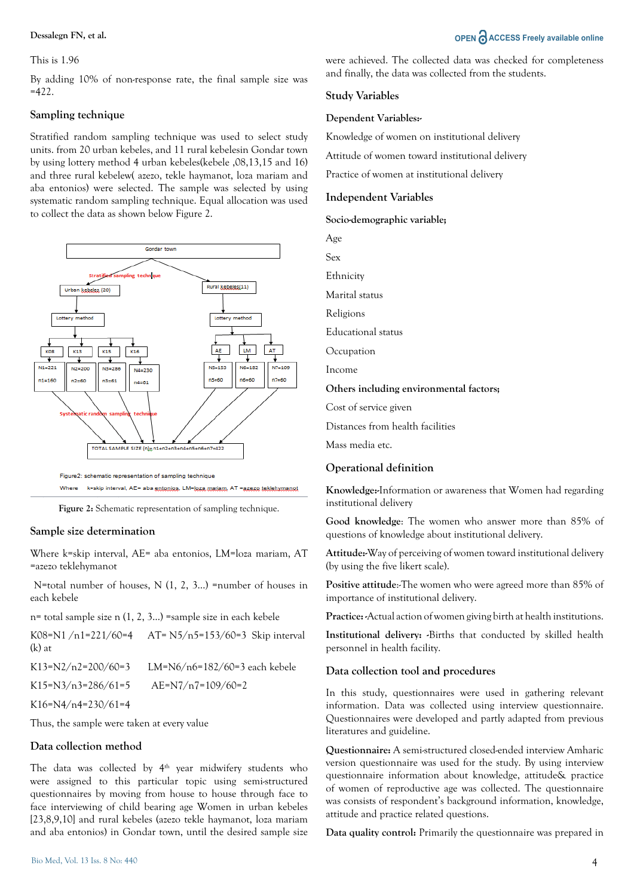This is 1.96

By adding 10% of non-response rate, the final sample size was =422.

## Sampling technique

Stratified random sampling technique was used to select study units. from 20 urban kebeles, and 11 rural kebelesin Gondar town by using lottery method 4 urban kebeles(kebele ,08,13,15 and 16) and three rural kebelew( azezo, tekle haymanot, loza mariam and aba entonios) were selected. The sample was selected by using systematic random sampling technique. Equal allocation was used to collect the data as shown below Figure 2.

Gondar town

Stratified sampling technique

Urban kebeles (20) | Rural kebeles(11)

Lottery method | Lottery method

K08: N1=221, n1=160 | K13: N2=200, n2=60 | K15: N3=286, n3=61 | K16: N4=230, n4=61 | AE: N5=153, n5=60 | LM: N6=182, n6=60 | AT: N7=109, n7=60

Systematic random sampling technique

TOTAL SAMPLE SIZE (n)= n1+n2+n3+n4+n5+n6+n7=422

Figure2: schematic representation of sampling technique

Where k=skip interval, AE= aba entonios, LM=loza mariam, AT =azezo teklehymanot

**Figure 2:** Schematic representation of sampling technique.

## Sample size determination

Where k=skip interval, AE= aba entonios, LM=loza mariam, AT =azezo teklehymanot

N=total number of houses, N (1, 2, 3…) =number of houses in each kebele

n= total sample size n (1, 2, 3…) =sample size in each kebele

K08=N1 /n1=221/60=4  AT= N5/n5=153/60=3 Skip interval (k) at

K13=N2/n2=200/60=3  LM=N6/n6=182/60=3 each kebele

K15=N3/n3=286/61=5  AE=N7/n7=109/60=2

K16=N4/n4=230/61=4

Thus, the sample were taken at every value

## Data collection method

The data was collected by 4th year midwifery students who were assigned to this particular topic using semi-structured questionnaires by moving from house to house through face to face interviewing of child bearing age Women in urban kebeles [23,8,9,10] and rural kebeles (azezo tekle haymanot, loza mariam and aba entonios) in Gondar town, until the desired sample size were achieved. The collected data was checked for completeness and finally, the data was collected from the students.

## Study Variables

### Dependent Variables:-

Knowledge of women on institutional delivery

Attitude of women toward institutional delivery

Practice of women at institutional delivery

## Independent Variables

### Socio-demographic variable;

Age

Sex

Ethnicity

Marital status

Religions

Educational status

Occupation

Income

### Others including environmental factors;

Cost of service given

Distances from health facilities

Mass media etc.

## Operational definition

**Knowledge:-**Information or awareness that Women had regarding institutional delivery

**Good knowledge**: The women who answer more than 85% of questions of knowledge about institutional delivery.

**Attitude:-**Way of perceiving of women toward institutional delivery (by using the five likert scale).

**Positive attitude**:-The women who were agreed more than 85% of importance of institutional delivery.

**Practice: -**Actual action of women giving birth at health institutions.

**Institutional delivery: -**Births that conducted by skilled health personnel in health facility.

## Data collection tool and procedures

In this study, questionnaires were used in gathering relevant information. Data was collected using interview questionnaire. Questionnaires were developed and partly adapted from previous literatures and guideline.

**Questionnaire:** A semi-structured closed-ended interview Amharic version questionnaire was used for the study. By using interview questionnaire information about knowledge, attitude& practice of women of reproductive age was collected. The questionnaire was consists of respondent's background information, knowledge, attitude and practice related questions.

**Data quality control:** Primarily the questionnaire was prepared in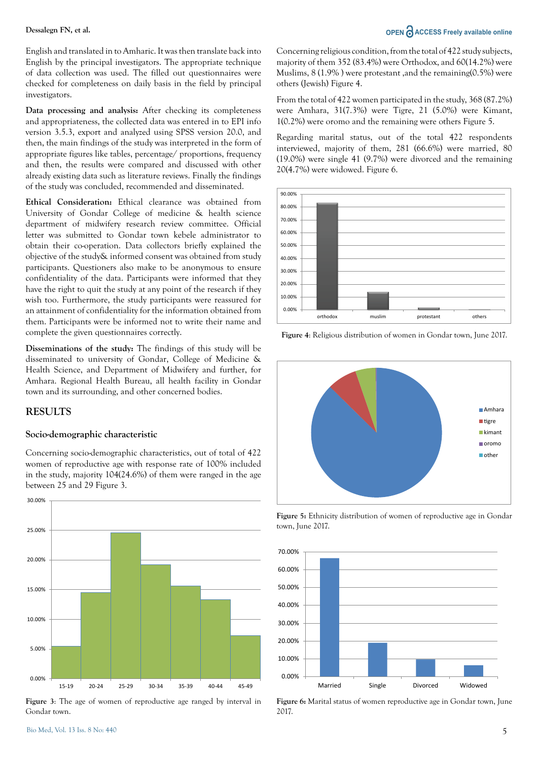English and translated in to Amharic. It was then translate back into English by the principal investigators. The appropriate technique of data collection was used. The filled out questionnaires were checked for completeness on daily basis in the field by principal investigators.

**Data processing and analysis:** After checking its completeness and appropriateness, the collected data was entered in to EPI info version 3.5.3, export and analyzed using SPSS version 20.0, and then, the main findings of the study was interpreted in the form of appropriate figures like tables, percentage/ proportions, frequency and then, the results were compared and discussed with other already existing data such as literature reviews. Finally the findings of the study was concluded, recommended and disseminated.

**Ethical Consideration:** Ethical clearance was obtained from University of Gondar College of medicine & health science department of midwifery research review committee. Official letter was submitted to Gondar town kebele administrator to obtain their co-operation. Data collectors briefly explained the objective of the study& informed consent was obtained from study participants. Questioners also make to be anonymous to ensure confidentiality of the data. Participants were informed that they have the right to quit the study at any point of the research if they wish too. Furthermore, the study participants were reassured for an attainment of confidentiality for the information obtained from them. Participants were be informed not to write their name and complete the given questionnaires correctly.

**Disseminations of the study:** The findings of this study will be disseminated to university of Gondar, College of Medicine & Health Science, and Department of Midwifery and further, for Amhara. Regional Health Bureau, all health facility in Gondar town and its surrounding, and other concerned bodies.

## RESULTS

### Socio-demographic characteristic

Concerning socio-demographic characteristics, out of total of 422 women of reproductive age with response rate of 100% included in the study, majority 104(24.6%) of them were ranged in the age between 25 and 29 Figure 3.

Figure 3: The age of women of reproductive age ranged by interval in Gondar town.

Concerning religious condition, from the total of 422 study subjects, majority of them 352 (83.4%) were Orthodox, and 60(14.2%) were Muslims, 8 (1.9% ) were protestant ,and the remaining(0.5%) were others (Jewish) Figure 4.

From the total of 422 women participated in the study, 368 (87.2%) were Amhara, 31(7.3%) were Tigre, 21 (5.0%) were Kimant, 1(0.2%) were oromo and the remaining were others Figure 5.

Regarding marital status, out of the total 422 respondents interviewed, majority of them, 281 (66.6%) were married, 80 (19.0%) were single 41 (9.7%) were divorced and the remaining 20(4.7%) were widowed. Figure 6.

Figure 4: Religious distribution of women in Gondar town, June 2017.

Figure 5: Ethnicity distribution of women of reproductive age in Gondar town, June 2017.

Figure 6: Marital status of women reproductive age in Gondar town, June 2017.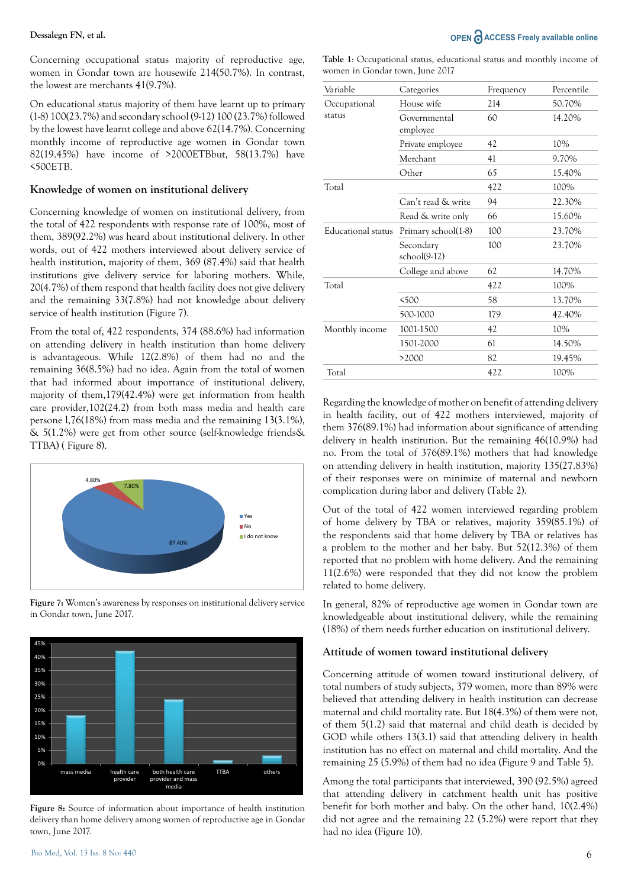Concerning occupational status majority of reproductive age, women in Gondar town are housewife 214(50.7%). In contrast, the lowest are merchants 41(9.7%).

On educational status majority of them have learnt up to primary (1-8) 100(23.7%) and secondary school (9-12) 100 (23.7%) followed by the lowest have learnt college and above 62(14.7%). Concerning monthly income of reproductive age women in Gondar town 82(19.45%) have income of >2000ETBbut, 58(13.7%) have <500ETB.

## Knowledge of women on institutional delivery

Concerning knowledge of women on institutional delivery, from the total of 422 respondents with response rate of 100%, most of them, 389(92.2%) was heard about institutional delivery. In other words, out of 422 mothers interviewed about delivery service of health institution, majority of them, 369 (87.4%) said that health institutions give delivery service for laboring mothers. While, 20(4.7%) of them respond that health facility does not give delivery and the remaining 33(7.8%) had not knowledge about delivery service of health institution (Figure 7).

From the total of, 422 respondents, 374 (88.6%) had information on attending delivery in health institution than home delivery is advantageous. While 12(2.8%) of them had no and the remaining 36(8.5%) had no idea. Again from the total of women that had informed about importance of institutional delivery, majority of them,179(42.4%) were get information from health care provider,102(24.2) from both mass media and health care persone l,76(18%) from mass media and the remaining 13(3.1%), & 5(1.2%) were get from other source (self-knowledge friends& TTBA) ( Figure 8).

Figure 7: Women's awareness by responses on institutional delivery service in Gondar town, June 2017.

Figure 8: Source of information about importance of health institution delivery than home delivery among women of reproductive age in Gondar town, June 2017.

Table 1: Occupational status, educational status and monthly income of women in Gondar town, June 2017

| Variable | Categories | Frequency | Percentile |
|---|---|---|---|
| Occupational status | House wife | 214 | 50.70% |
| | Governmental employee | 60 | 14.20% |
| | Private employee | 42 | 10% |
| | Merchant | 41 | 9.70% |
| | Other | 65 | 15.40% |
| Total | | 422 | 100% |
| | Can't read & write | 94 | 22.30% |
| | Read & write only | 66 | 15.60% |
| Educational status | Primary school(1-8) | 100 | 23.70% |
| | Secondary school(9-12) | 100 | 23.70% |
| | College and above | 62 | 14.70% |
| Total | | 422 | 100% |
| | <500 | 58 | 13.70% |
| | 500-1000 | 179 | 42.40% |
| Monthly income | 1001-1500 | 42 | 10% |
| | 1501-2000 | 61 | 14.50% |
| | >2000 | 82 | 19.45% |
| Total | | 422 | 100% |

Regarding the knowledge of mother on benefit of attending delivery in health facility, out of 422 mothers interviewed, majority of them 376(89.1%) had information about significance of attending delivery in health institution. But the remaining 46(10.9%) had no. From the total of 376(89.1%) mothers that had knowledge on attending delivery in health institution, majority 135(27.83%) of their responses were on minimize of maternal and newborn complication during labor and delivery (Table 2).

Out of the total of 422 women interviewed regarding problem of home delivery by TBA or relatives, majority 359(85.1%) of the respondents said that home delivery by TBA or relatives has a problem to the mother and her baby. But 52(12.3%) of them reported that no problem with home delivery. And the remaining 11(2.6%) were responded that they did not know the problem related to home delivery.

In general, 82% of reproductive age women in Gondar town are knowledgeable about institutional delivery, while the remaining (18%) of them needs further education on institutional delivery.

## Attitude of women toward institutional delivery

Concerning attitude of women toward institutional delivery, of total numbers of study subjects, 379 women, more than 89% were believed that attending delivery in health institution can decrease maternal and child mortality rate. But 18(4.3%) of them were not, of them 5(1.2) said that maternal and child death is decided by GOD while others 13(3.1) said that attending delivery in health institution has no effect on maternal and child mortality. And the remaining 25 (5.9%) of them had no idea (Figure 9 and Table 5).

Among the total participants that interviewed, 390 (92.5%) agreed that attending delivery in catchment health unit has positive benefit for both mother and baby. On the other hand, 10(2.4%) did not agree and the remaining 22 (5.2%) were report that they had no idea (Figure 10).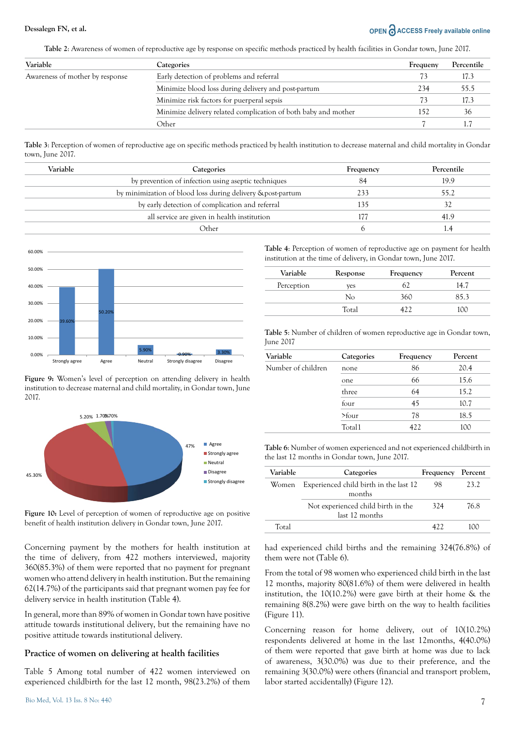**Table 2**: Awareness of women of reproductive age by response on specific methods practiced by health facilities in Gondar town, June 2017.

| Variable | Categories | Frequeny | Percentile |
|---|---|---|---|
| Awareness of mother by response | Early detection of problems and referral | 73 | 17.3 |
| | Minimize blood loss during delivery and post-partum | 234 | 55.5 |
| | Minimize risk factors for puerperal sepsis | 73 | 17.3 |
| | Minimize delivery related complication of both baby and mother | 152 | 36 |
| | Other | 7 | 1.7 |

**Table 3**: Perception of women of reproductive age on specific methods practiced by health institution to decrease maternal and child mortality in Gondar town, June 2017.

| Variable | Categories | Frequency | Percentile |
|---|---|---|---|
| | by prevention of infection using aseptic techniques | 84 | 19.9 |
| | by minimization of blood loss during delivery &post-partum | 233 | 55.2 |
| | by early detection of complication and referral | 135 | 32 |
| | all service are given in health institution | 177 | 41.9 |
| | Other | 6 | 1.4 |

**Figure 9:** Women's level of perception on attending delivery in health institution to decrease maternal and child mortality, in Gondar town, June 2017.

**Figure 10:** Level of perception of women of reproductive age on positive benefit of health institution delivery in Gondar town, June 2017.

Concerning payment by the mothers for health institution at the time of delivery, from 422 mothers interviewed, majority 360(85.3%) of them were reported that no payment for pregnant women who attend delivery in health institution. But the remaining 62(14.7%) of the participants said that pregnant women pay fee for delivery service in health institution (Table 4).

In general, more than 89% of women in Gondar town have positive attitude towards institutional delivery, but the remaining have no positive attitude towards institutional delivery.

## Practice of women on delivering at health facilities

Table 5 Among total number of 422 women interviewed on experienced childbirth for the last 12 month, 98(23.2%) of them had experienced child births and the remaining 324(76.8%) of them were not (Table 6).

**Table 4**: Perception of women of reproductive age on payment for health institution at the time of delivery, in Gondar town, June 2017.

| Variable | Response | Frequency | Percent |
|---|---|---|---|
| Perception | yes | 62 | 14.7 |
| | No | 360 | 85.3 |
| | Total | 422 | 100 |

**Table 5**: Number of children of women reproductive age in Gondar town, June 2017

| Variable | Categories | Frequency | Percent |
|---|---|---|---|
| Number of children | none | 86 | 20.4 |
| | one | 66 | 15.6 |
| | three | 64 | 15.2 |
| | four | 45 | 10.7 |
| | >four | 78 | 18.5 |
| | Total1 | 422 | 100 |

**Table 6**: Number of women experienced and not experienced childbirth in the last 12 months in Gondar town, June 2017.

| Variable | Categories | Frequency | Percent |
|---|---|---|---|
| Women | Experienced child birth in the last 12 months | 98 | 23.2 |
| | Not experienced child birth in the last 12 months | 324 | 76.8 |
| Total | | 422 | 100 |

From the total of 98 women who experienced child birth in the last 12 months, majority 80(81.6%) of them were delivered in health institution, the 10(10.2%) were gave birth at their home & the remaining 8(8.2%) were gave birth on the way to health facilities (Figure 11).

Concerning reason for home delivery, out of 10(10.2%) respondents delivered at home in the last 12months, 4(40.0%) of them were reported that gave birth at home was due to lack of awareness, 3(30.0%) was due to their preference, and the remaining 3(30.0%) were others (financial and transport problem, labor started accidentally) (Figure 12).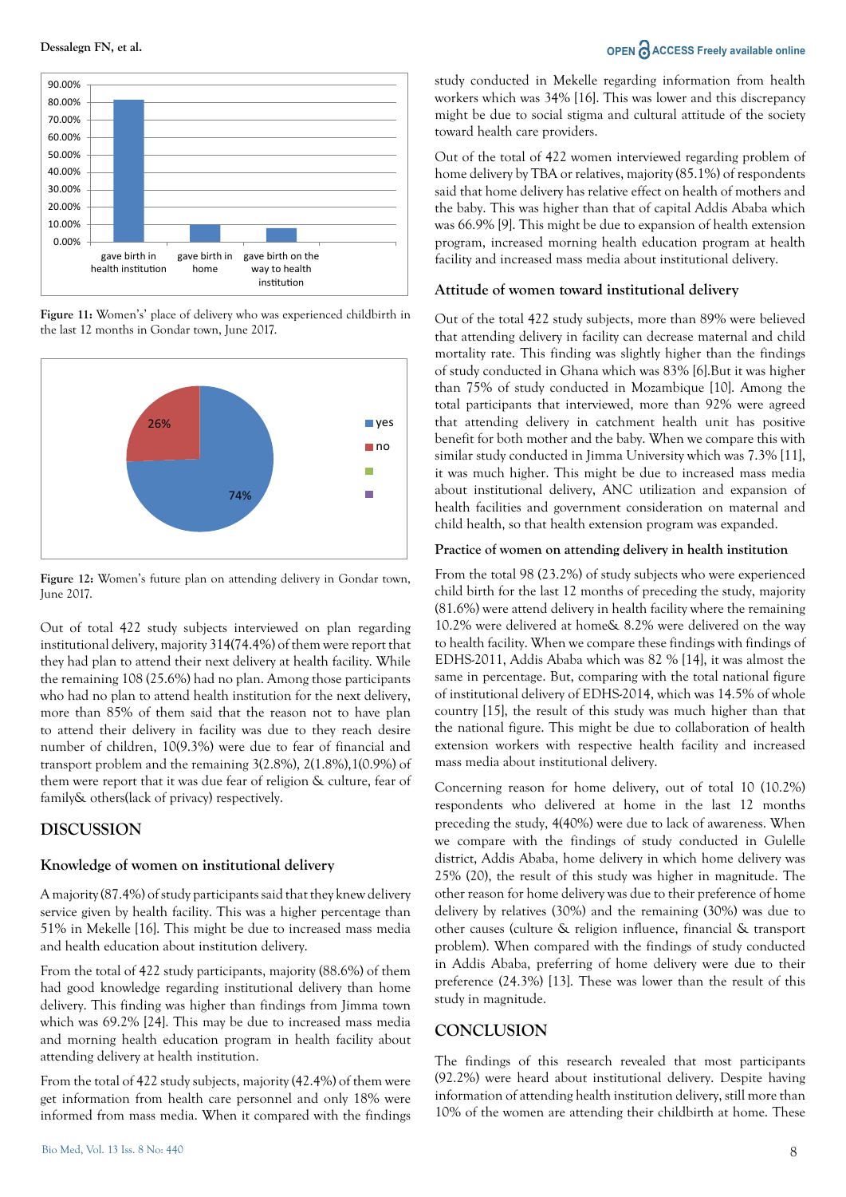Figure 11: Women's' place of delivery who was experienced childbirth in the last 12 months in Gondar town, June 2017.

Figure 12: Women's future plan on attending delivery in Gondar town, June 2017.

Out of total 422 study subjects interviewed on plan regarding institutional delivery, majority 314(74.4%) of them were report that they had plan to attend their next delivery at health facility. While the remaining 108 (25.6%) had no plan. Among those participants who had no plan to attend health institution for the next delivery, more than 85% of them said that the reason not to have plan to attend their delivery in facility was due to they reach desire number of children, 10(9.3%) were due to fear of financial and transport problem and the remaining 3(2.8%), 2(1.8%),1(0.9%) of them were report that it was due fear of religion & culture, fear of family& others(lack of privacy) respectively.

## DISCUSSION

### Knowledge of women on institutional delivery

A majority (87.4%) of study participants said that they knew delivery service given by health facility. This was a higher percentage than 51% in Mekelle [16]. This might be due to increased mass media and health education about institution delivery.

From the total of 422 study participants, majority (88.6%) of them had good knowledge regarding institutional delivery than home delivery. This finding was higher than findings from Jimma town which was 69.2% [24]. This may be due to increased mass media and morning health education program in health facility about attending delivery at health institution.

From the total of 422 study subjects, majority (42.4%) of them were get information from health care personnel and only 18% were informed from mass media. When it compared with the findings study conducted in Mekelle regarding information from health workers which was 34% [16]. This was lower and this discrepancy might be due to social stigma and cultural attitude of the society toward health care providers.

Out of the total of 422 women interviewed regarding problem of home delivery by TBA or relatives, majority (85.1%) of respondents said that home delivery has relative effect on health of mothers and the baby. This was higher than that of capital Addis Ababa which was 66.9% [9]. This might be due to expansion of health extension program, increased morning health education program at health facility and increased mass media about institutional delivery.

### Attitude of women toward institutional delivery

Out of the total 422 study subjects, more than 89% were believed that attending delivery in facility can decrease maternal and child mortality rate. This finding was slightly higher than the findings of study conducted in Ghana which was 83% [6].But it was higher than 75% of study conducted in Mozambique [10]. Among the total participants that interviewed, more than 92% were agreed that attending delivery in catchment health unit has positive benefit for both mother and the baby. When we compare this with similar study conducted in Jimma University which was 7.3% [11], it was much higher. This might be due to increased mass media about institutional delivery, ANC utilization and expansion of health facilities and government consideration on maternal and child health, so that health extension program was expanded.

#### Practice of women on attending delivery in health institution

From the total 98 (23.2%) of study subjects who were experienced child birth for the last 12 months of preceding the study, majority (81.6%) were attend delivery in health facility where the remaining 10.2% were delivered at home& 8.2% were delivered on the way to health facility. When we compare these findings with findings of EDHS-2011, Addis Ababa which was 82 % [14], it was almost the same in percentage. But, comparing with the total national figure of institutional delivery of EDHS-2014, which was 14.5% of whole country [15], the result of this study was much higher than that the national figure. This might be due to collaboration of health extension workers with respective health facility and increased mass media about institutional delivery.

Concerning reason for home delivery, out of total 10 (10.2%) respondents who delivered at home in the last 12 months preceding the study, 4(40%) were due to lack of awareness. When we compare with the findings of study conducted in Gulelle district, Addis Ababa, home delivery in which home delivery was 25% (20), the result of this study was higher in magnitude. The other reason for home delivery was due to their preference of home delivery by relatives (30%) and the remaining (30%) was due to other causes (culture & religion influence, financial & transport problem). When compared with the findings of study conducted in Addis Ababa, preferring of home delivery were due to their preference (24.3%) [13]. These was lower than the result of this study in magnitude.

## CONCLUSION

The findings of this research revealed that most participants (92.2%) were heard about institutional delivery. Despite having information of attending health institution delivery, still more than 10% of the women are attending their childbirth at home. These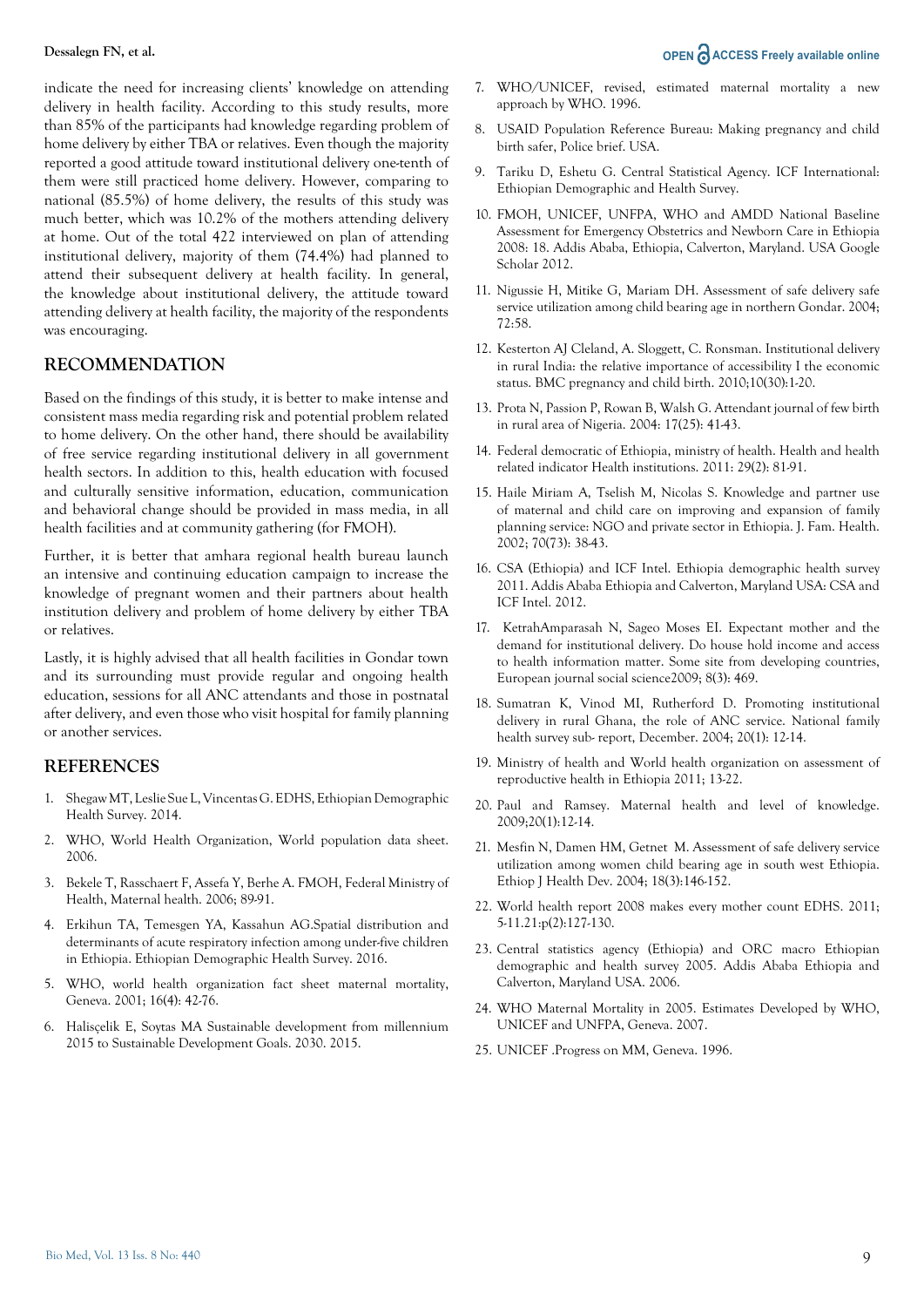indicate the need for increasing clients' knowledge on attending delivery in health facility. According to this study results, more than 85% of the participants had knowledge regarding problem of home delivery by either TBA or relatives. Even though the majority reported a good attitude toward institutional delivery one-tenth of them were still practiced home delivery. However, comparing to national (85.5%) of home delivery, the results of this study was much better, which was 10.2% of the mothers attending delivery at home. Out of the total 422 interviewed on plan of attending institutional delivery, majority of them (74.4%) had planned to attend their subsequent delivery at health facility. In general, the knowledge about institutional delivery, the attitude toward attending delivery at health facility, the majority of the respondents was encouraging.

## RECOMMENDATION

Based on the findings of this study, it is better to make intense and consistent mass media regarding risk and potential problem related to home delivery. On the other hand, there should be availability of free service regarding institutional delivery in all government health sectors. In addition to this, health education with focused and culturally sensitive information, education, communication and behavioral change should be provided in mass media, in all health facilities and at community gathering (for FMOH).

Further, it is better that amhara regional health bureau launch an intensive and continuing education campaign to increase the knowledge of pregnant women and their partners about health institution delivery and problem of home delivery by either TBA or relatives.

Lastly, it is highly advised that all health facilities in Gondar town and its surrounding must provide regular and ongoing health education, sessions for all ANC attendants and those in postnatal after delivery, and even those who visit hospital for family planning or another services.

## REFERENCES

1. Shegaw MT, Leslie Sue L, Vincentas G. EDHS, Ethiopian Demographic Health Survey. 2014.
2. WHO, World Health Organization, World population data sheet. 2006.
3. Bekele T, Rasschaert F, Assefa Y, Berhe A. FMOH, Federal Ministry of Health, Maternal health. 2006; 89-91.
4. Erkihun TA, Temesgen YA, Kassahun AG.Spatial distribution and determinants of acute respiratory infection among under-five children in Ethiopia. Ethiopian Demographic Health Survey. 2016.
5. WHO, world health organization fact sheet maternal mortality, Geneva. 2001; 16(4): 42-76.
6. Halisçelik E, Soytas MA Sustainable development from millennium 2015 to Sustainable Development Goals. 2030. 2015.
7. WHO/UNICEF, revised, estimated maternal mortality a new approach by WHO. 1996.
8. USAID Population Reference Bureau: Making pregnancy and child birth safer, Police brief. USA.
9. Tariku D, Eshetu G. Central Statistical Agency. ICF International: Ethiopian Demographic and Health Survey.
10. FMOH, UNICEF, UNFPA, WHO and AMDD National Baseline Assessment for Emergency Obstetrics and Newborn Care in Ethiopia 2008: 18. Addis Ababa, Ethiopia, Calverton, Maryland. USA Google Scholar 2012.
11. Nigussie H, Mitike G, Mariam DH. Assessment of safe delivery safe service utilization among child bearing age in northern Gondar. 2004; 72:58.
12. Kesterton AJ Cleland, A. Sloggett, C. Ronsman. Institutional delivery in rural India: the relative importance of accessibility I the economic status. BMC pregnancy and child birth. 2010;10(30):1-20.
13. Prota N, Passion P, Rowan B, Walsh G. Attendant journal of few birth in rural area of Nigeria. 2004: 17(25): 41-43.
14. Federal democratic of Ethiopia, ministry of health. Health and health related indicator Health institutions. 2011: 29(2): 81-91.
15. Haile Miriam A, Tselish M, Nicolas S. Knowledge and partner use of maternal and child care on improving and expansion of family planning service: NGO and private sector in Ethiopia. J. Fam. Health. 2002; 70(73): 38-43.
16. CSA (Ethiopia) and ICF Intel. Ethiopia demographic health survey 2011. Addis Ababa Ethiopia and Calverton, Maryland USA: CSA and ICF Intel. 2012.
17. KetrahAmparasah N, Sageo Moses EI. Expectant mother and the demand for institutional delivery. Do house hold income and access to health information matter. Some site from developing countries, European journal social science2009; 8(3): 469.
18. Sumatran K, Vinod MI, Rutherford D. Promoting institutional delivery in rural Ghana, the role of ANC service. National family health survey sub- report, December. 2004; 20(1): 12-14.
19. Ministry of health and World health organization on assessment of reproductive health in Ethiopia 2011; 13-22.
20. Paul and Ramsey. Maternal health and level of knowledge. 2009;20(1):12-14.
21. Mesfin N, Damen HM, Getnet M. Assessment of safe delivery service utilization among women child bearing age in south west Ethiopia. Ethiop J Health Dev. 2004; 18(3):146-152.
22. World health report 2008 makes every mother count EDHS. 2011; 5-11.21:p(2):127-130.
23. Central statistics agency (Ethiopia) and ORC macro Ethiopian demographic and health survey 2005. Addis Ababa Ethiopia and Calverton, Maryland USA. 2006.
24. WHO Maternal Mortality in 2005. Estimates Developed by WHO, UNICEF and UNFPA, Geneva. 2007.
25. UNICEF .Progress on MM, Geneva. 1996.